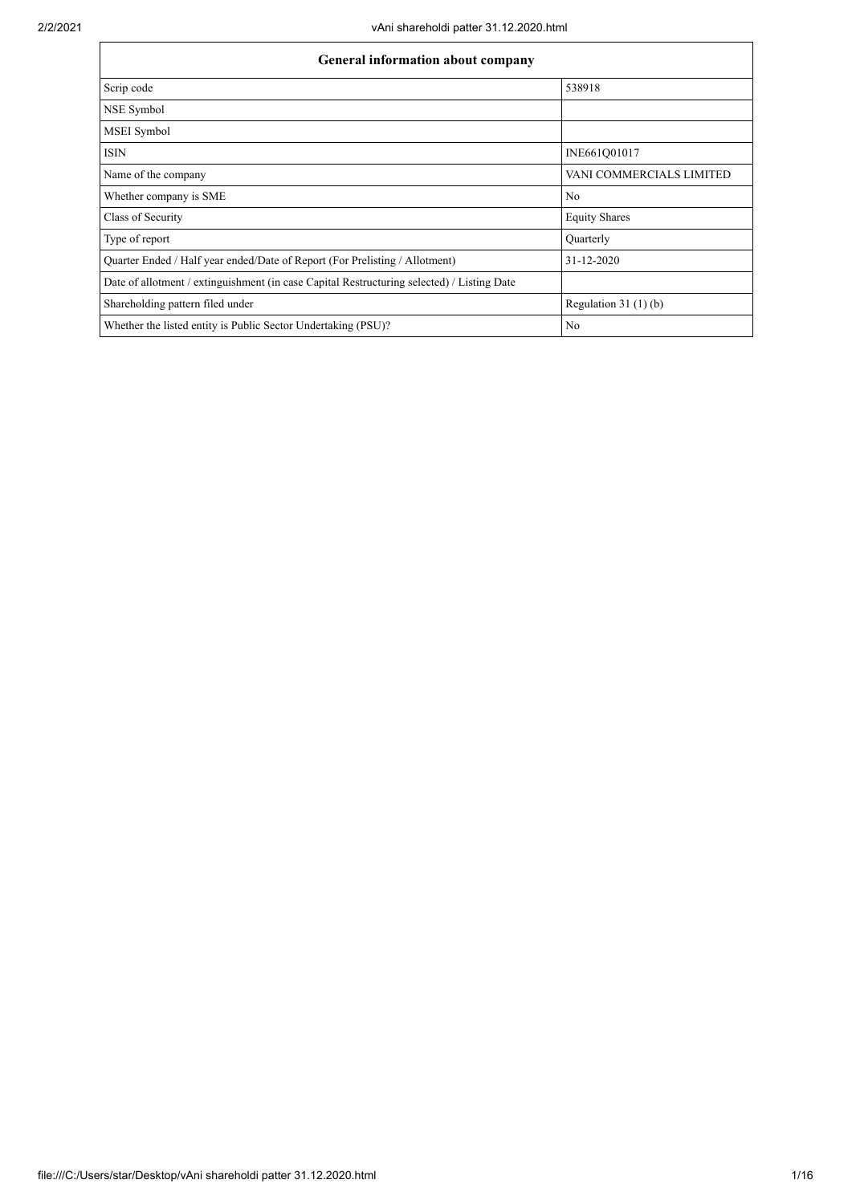| General information about company | |
|---|---|
| Scrip code | 538918 |
| NSE Symbol | |
| MSEI Symbol | |
| ISIN | INE661Q01017 |
| Name of the company | VANI COMMERCIALS LIMITED |
| Whether company is SME | No |
| Class of Security | Equity Shares |
| Type of report | Quarterly |
| Quarter Ended / Half year ended/Date of Report (For Prelisting / Allotment) | 31-12-2020 |
| Date of allotment / extinguishment (in case Capital Restructuring selected) / Listing Date | |
| Shareholding pattern filed under | Regulation 31 (1) (b) |
| Whether the listed entity is Public Sector Undertaking (PSU)? | No |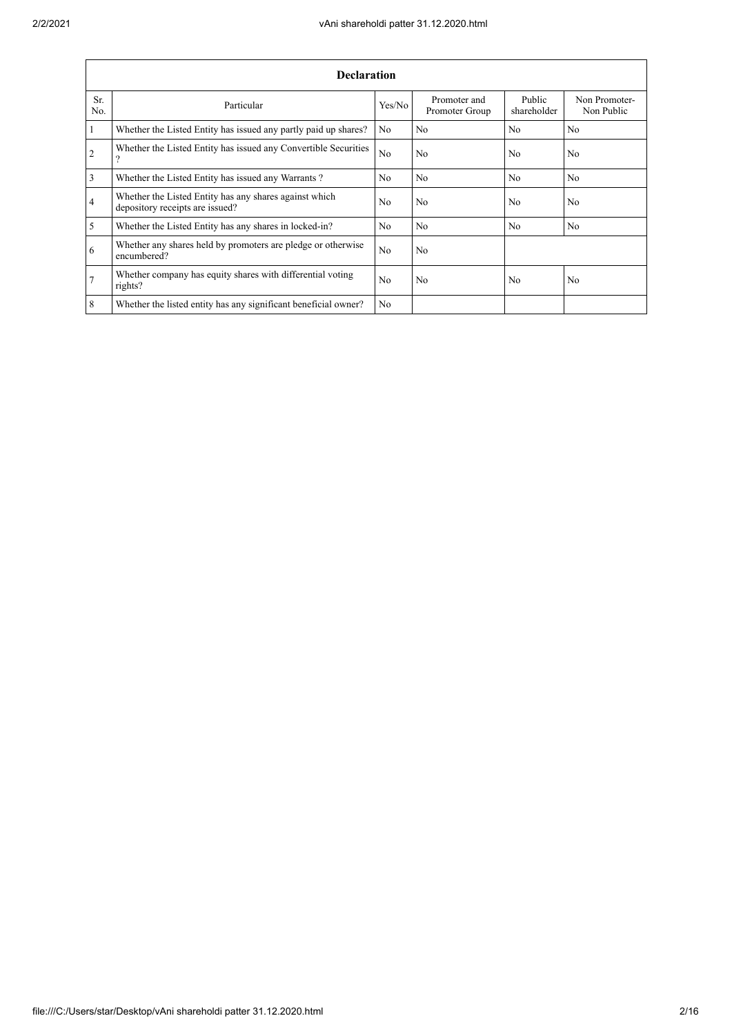| Declaration | | | | | |
|---|---|---|---|---|---|
| Sr. No. | Particular | Yes/No | Promoter and Promoter Group | Public shareholder | Non Promoter- Non Public |
| 1 | Whether the Listed Entity has issued any partly paid up shares? | No | No | No | No |
| 2 | Whether the Listed Entity has issued any Convertible Securities ? | No | No | No | No |
| 3 | Whether the Listed Entity has issued any Warrants ? | No | No | No | No |
| 4 | Whether the Listed Entity has any shares against which depository receipts are issued? | No | No | No | No |
| 5 | Whether the Listed Entity has any shares in locked-in? | No | No | No | No |
| 6 | Whether any shares held by promoters are pledge or otherwise encumbered? | No | No | | |
| 7 | Whether company has equity shares with differential voting rights? | No | No | No | No |
| 8 | Whether the listed entity has any significant beneficial owner? | No | | | |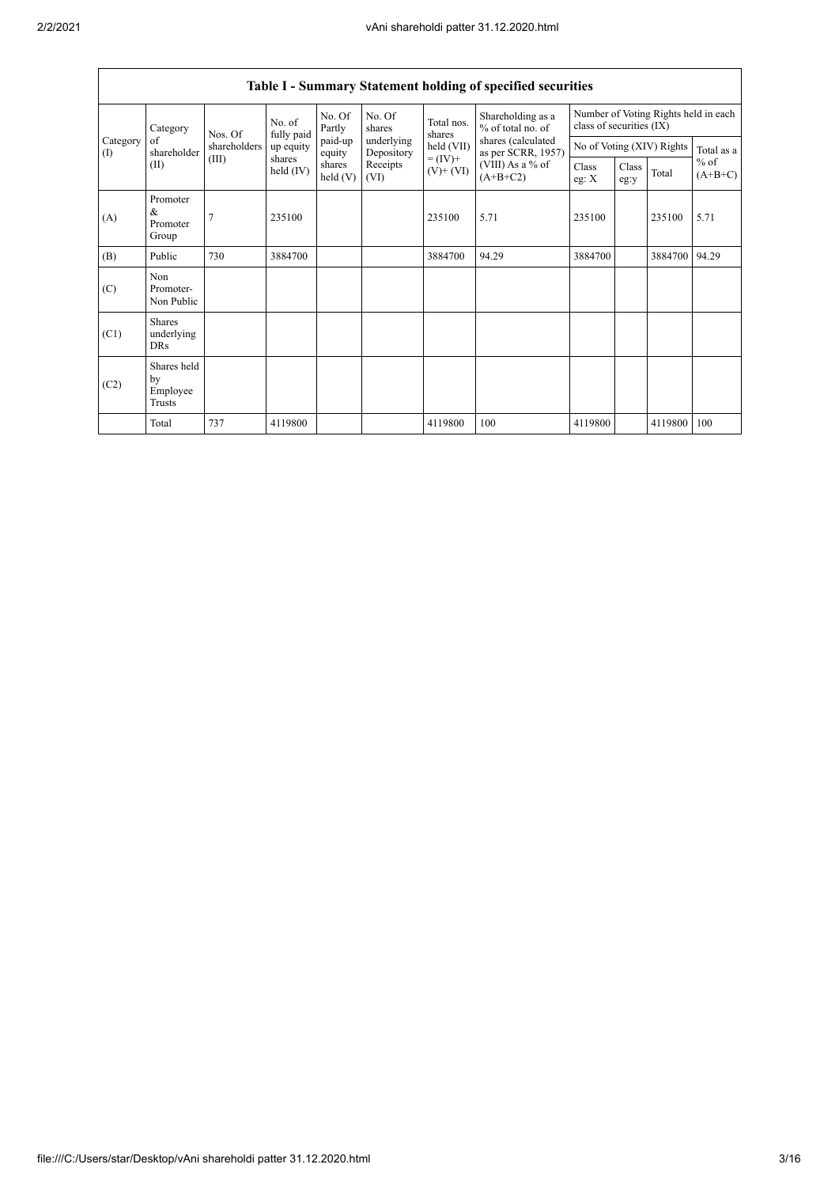## Table I - Summary Statement holding of specified securities

| Category (I) | Category of shareholder (II) | Nos. Of shareholders (III) | No. of fully paid up equity shares held (IV) | No. Of Partly paid-up equity shares held (V) | No. Of shares underlying Depository Receipts (VI) | Total nos. shares held (VII) = (IV)+ (V)+ (VI) | Shareholding as a % of total no. of shares (calculated as per SCRR, 1957) (VIII) As a % of (A+B+C2) | Number of Voting Rights held in each class of securities (IX) | | | |
|---|---|---|---|---|---|---|---|---|---|---|---|
| | | | | | | | | No of Voting (XIV) Rights | | | Total as a % of (A+B+C) |
| | | | | | | | | Class eg: X | Class eg:y | Total | |
| (A) | Promoter & Promoter Group | 7 | 235100 | | | 235100 | 5.71 | 235100 | | 235100 | 5.71 |
| (B) | Public | 730 | 3884700 | | | 3884700 | 94.29 | 3884700 | | 3884700 | 94.29 |
| (C) | Non Promoter- Non Public | | | | | | | | | | |
| (C1) | Shares underlying DRs | | | | | | | | | | |
| (C2) | Shares held by Employee Trusts | | | | | | | | | | |
| | Total | 737 | 4119800 | | | 4119800 | 100 | 4119800 | | 4119800 | 100 |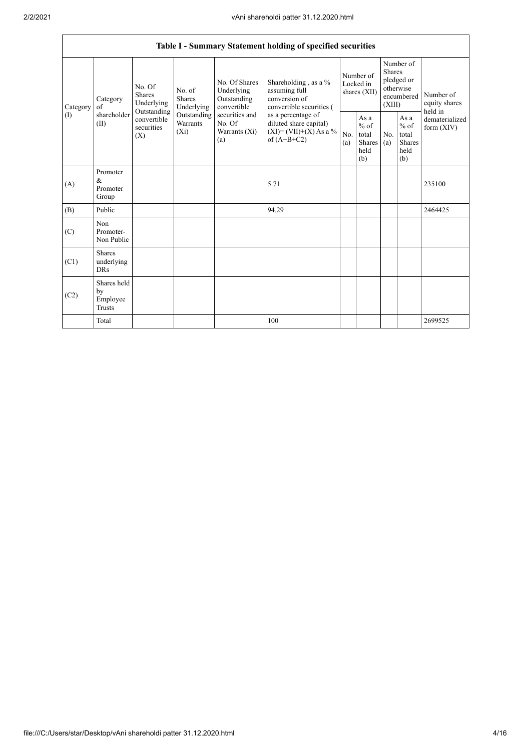| Table I - Summary Statement holding of specified securities | | | | | | | | | | | |
|---|---|---|---|---|---|---|---|---|---|---|---|
| Category (I) | Category of shareholder (II) | No. Of Shares Underlying Outstanding convertible securities (X) | No. of Shares Underlying Outstanding Warrants (Xi) | No. Of Shares Underlying Outstanding convertible securities and No. Of Warrants (Xi) (a) | Shareholding , as a % assuming full conversion of convertible securities ( as a percentage of diluted share capital) (XI)= (VII)+(X) As a % of (A+B+C2) | Number of Locked in shares (XII) | | Number of Shares pledged or otherwise encumbered (XIII) | | Number of equity shares held in dematerialized form (XIV) |
| | | | | | | No. (a) | As a % of total Shares held (b) | No. (a) | As a % of total Shares held (b) | |
| (A) | Promoter & Promoter Group | | | | 5.71 | | | | | 235100 |
| (B) | Public | | | | 94.29 | | | | | 2464425 |
| (C) | Non Promoter- Non Public | | | | | | | | | |
| (C1) | Shares underlying DRs | | | | | | | | | |
| (C2) | Shares held by Employee Trusts | | | | | | | | | |
| | Total | | | | 100 | | | | | 2699525 |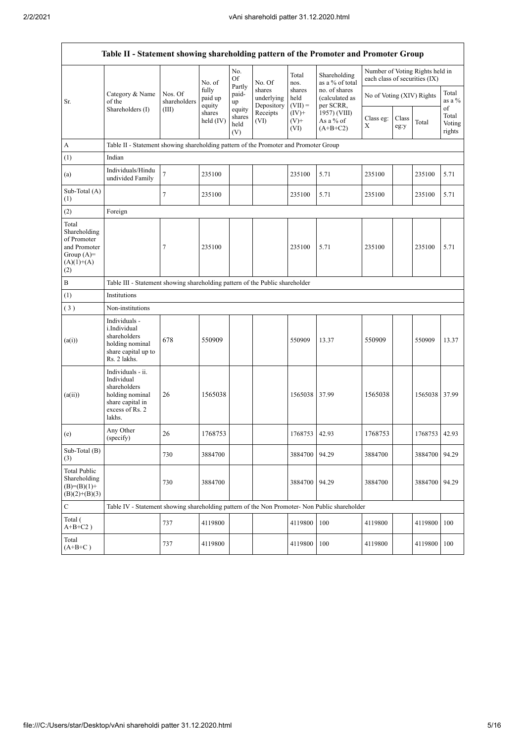| Table II - Statement showing shareholding pattern of the Promoter and Promoter Group | | | | | | | | | | | | |
|---|---|---|---|---|---|---|---|---|---|---|---|---|
| Sr. | Category & Name of the Shareholders (I) | Nos. Of shareholders (III) | No. of fully paid up equity shares held (IV) | No. Of Partly paid-up equity shares held (V) | No. Of shares underlying Depository Receipts (VI) | Total nos. shares held (VII) = (IV)+ (V)+ (VI) | Shareholding as a % of total no. of shares (calculated as per SCRR, 1957) (VIII) As a % of (A+B+C2) | Number of Voting Rights held in each class of securities (IX) | | | |
| | | | | | | | | No of Voting (XIV) Rights | | | Total as a % of Total Voting rights |
| | | | | | | | | Class eg: X | Class eg:y | Total | |
| A | Table II - Statement showing shareholding pattern of the Promoter and Promoter Group | | | | | | | | | | |
| (1) | Indian | | | | | | | | | | |
| (a) | Individuals/Hindu undivided Family | 7 | 235100 | | | 235100 | 5.71 | 235100 | | 235100 | 5.71 |
| Sub-Total (A)(1) | | 7 | 235100 | | | 235100 | 5.71 | 235100 | | 235100 | 5.71 |
| (2) | Foreign | | | | | | | | | | |
| Total Shareholding of Promoter and Promoter Group (A)=(A)(1)+(A)(2) | | 7 | 235100 | | | 235100 | 5.71 | 235100 | | 235100 | 5.71 |
| B | Table III - Statement showing shareholding pattern of the Public shareholder | | | | | | | | | | |
| (1) | Institutions | | | | | | | | | | |
| (3) | Non-institutions | | | | | | | | | | |
| (a(i)) | Individuals - i.Individual shareholders holding nominal share capital up to Rs. 2 lakhs. | 678 | 550909 | | | 550909 | 13.37 | 550909 | | 550909 | 13.37 |
| (a(ii)) | Individuals - ii. Individual shareholders holding nominal share capital in excess of Rs. 2 lakhs. | 26 | 1565038 | | | 1565038 | 37.99 | 1565038 | | 1565038 | 37.99 |
| (e) | Any Other (specify) | 26 | 1768753 | | | 1768753 | 42.93 | 1768753 | | 1768753 | 42.93 |
| Sub-Total (B)(3) | | 730 | 3884700 | | | 3884700 | 94.29 | 3884700 | | 3884700 | 94.29 |
| Total Public Shareholding (B)=(B)(1)+(B)(2)+(B)(3) | | 730 | 3884700 | | | 3884700 | 94.29 | 3884700 | | 3884700 | 94.29 |
| C | Table IV - Statement showing shareholding pattern of the Non Promoter- Non Public shareholder | | | | | | | | | | |
| Total ( A+B+C2 ) | | 737 | 4119800 | | | 4119800 | 100 | 4119800 | | 4119800 | 100 |
| Total (A+B+C ) | | 737 | 4119800 | | | 4119800 | 100 | 4119800 | | 4119800 | 100 |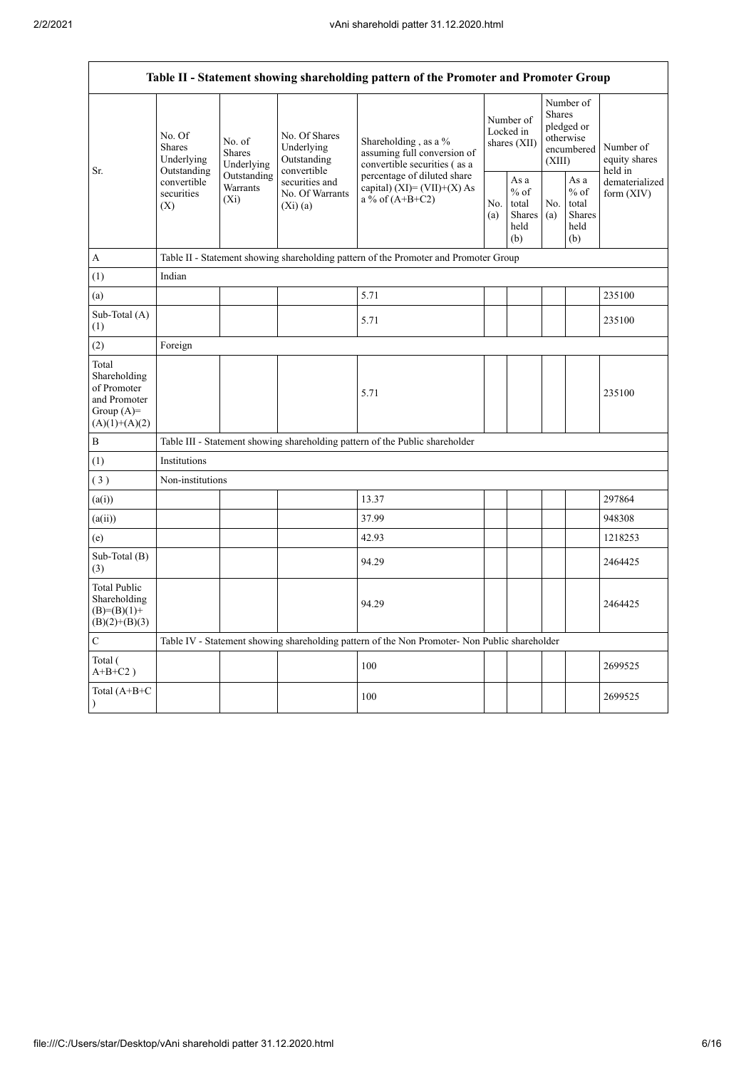| Table II - Statement showing shareholding pattern of the Promoter and Promoter Group | | | | | | | | | |
|---|---|---|---|---|---|---|---|---|---|
| Sr. | No. Of Shares Underlying Outstanding convertible securities (X) | No. of Shares Underlying Outstanding Warrants (Xi) | No. Of Shares Underlying Outstanding convertible securities and No. Of Warrants (Xi) (a) | Shareholding , as a % assuming full conversion of convertible securities ( as a percentage of diluted share capital) (XI)= (VII)+(X) As a % of (A+B+C2) | Number of Locked in shares (XII) | | Number of Shares pledged or otherwise encumbered (XIII) | | Number of equity shares held in dematerialized form (XIV) |
| | | | | | No. (a) | As a % of total Shares held (b) | No. (a) | As a % of total Shares held (b) | |
| A | Table II - Statement showing shareholding pattern of the Promoter and Promoter Group | | | | | | | | |
| (1) | Indian | | | | | | | | |
| (a) | | | | 5.71 | | | | | 235100 |
| Sub-Total (A) (1) | | | | 5.71 | | | | | 235100 |
| (2) | Foreign | | | | | | | | |
| Total Shareholding of Promoter and Promoter Group (A)= (A)(1)+(A)(2) | | | | 5.71 | | | | | 235100 |
| B | Table III - Statement showing shareholding pattern of the Public shareholder | | | | | | | | |
| (1) | Institutions | | | | | | | | |
| ( 3 ) | Non-institutions | | | | | | | | |
| (a(i)) | | | | 13.37 | | | | | 297864 |
| (a(ii)) | | | | 37.99 | | | | | 948308 |
| (e) | | | | 42.93 | | | | | 1218253 |
| Sub-Total (B) (3) | | | | 94.29 | | | | | 2464425 |
| Total Public Shareholding (B)=(B)(1)+ (B)(2)+(B)(3) | | | | 94.29 | | | | | 2464425 |
| C | Table IV - Statement showing shareholding pattern of the Non Promoter- Non Public shareholder | | | | | | | | |
| Total ( A+B+C2 ) | | | | 100 | | | | | 2699525 |
| Total (A+B+C ) | | | | 100 | | | | | 2699525 |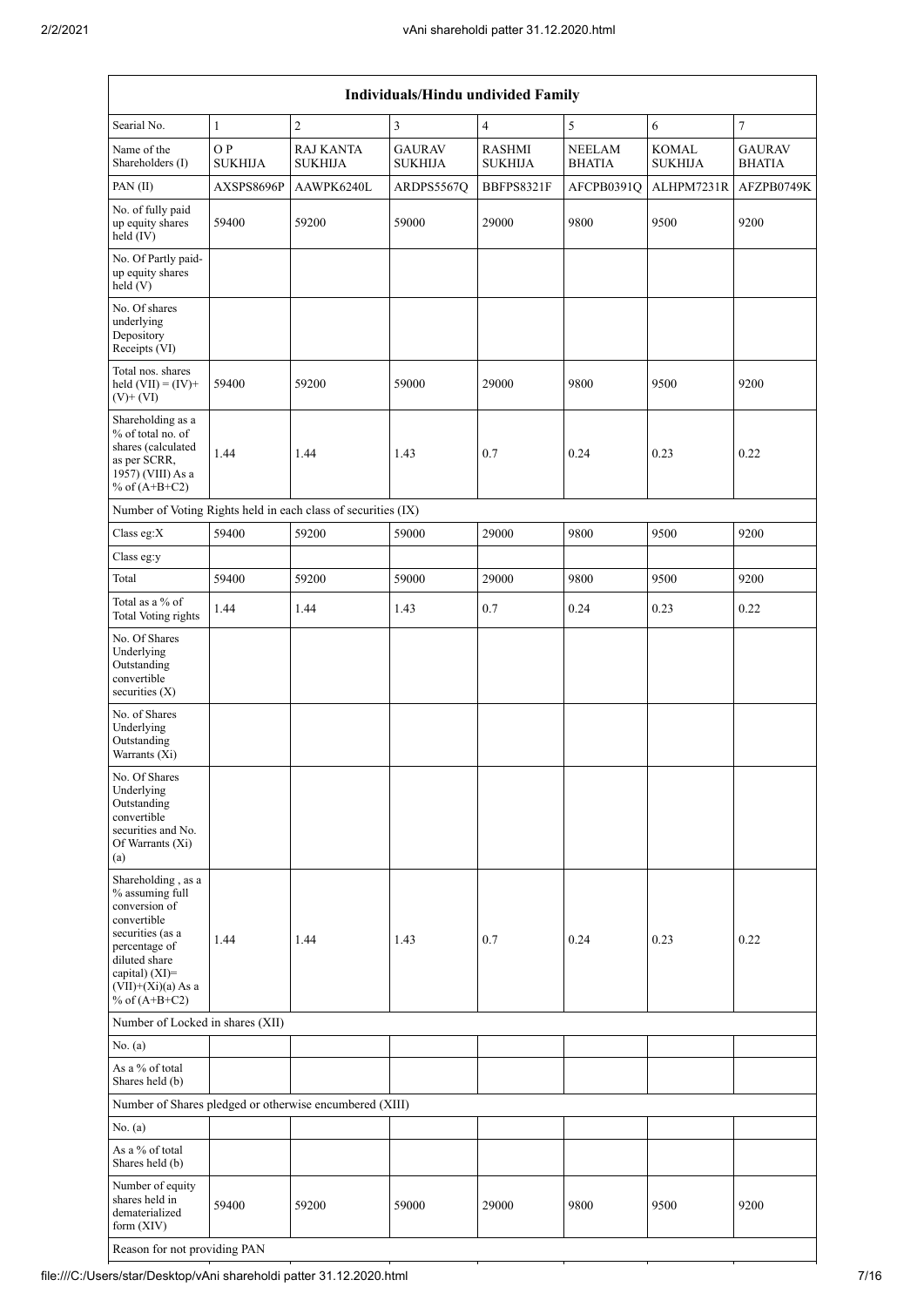| Individuals/Hindu undivided Family | | | | | | | |
|---|---|---|---|---|---|---|---|
| Searial No. | 1 | 2 | 3 | 4 | 5 | 6 | 7 |
| Name of the Shareholders (I) | O P SUKHIJA | RAJ KANTA SUKHIJA | GAURAV SUKHIJA | RASHMI SUKHIJA | NEELAM BHATIA | KOMAL SUKHIJA | GAURAV BHATIA |
| PAN (II) | AXSPS8696P | AAWPK6240L | ARDPS5567Q | BBFPS8321F | AFCPB0391Q | ALHPM7231R | AFZPB0749K |
| No. of fully paid up equity shares held (IV) | 59400 | 59200 | 59000 | 29000 | 9800 | 9500 | 9200 |
| No. Of Partly paid-up equity shares held (V) | | | | | | | |
| No. Of shares underlying Depository Receipts (VI) | | | | | | | |
| Total nos. shares held (VII) = (IV)+(V)+ (VI) | 59400 | 59200 | 59000 | 29000 | 9800 | 9500 | 9200 |
| Shareholding as a % of total no. of shares (calculated as per SCRR, 1957) (VIII) As a % of (A+B+C2) | 1.44 | 1.44 | 1.43 | 0.7 | 0.24 | 0.23 | 0.22 |
| Number of Voting Rights held in each class of securities (IX) | | | | | | | |
| Class eg:X | 59400 | 59200 | 59000 | 29000 | 9800 | 9500 | 9200 |
| Class eg:y | | | | | | | |
| Total | 59400 | 59200 | 59000 | 29000 | 9800 | 9500 | 9200 |
| Total as a % of Total Voting rights | 1.44 | 1.44 | 1.43 | 0.7 | 0.24 | 0.23 | 0.22 |
| No. Of Shares Underlying Outstanding convertible securities (X) | | | | | | | |
| No. of Shares Underlying Outstanding Warrants (Xi) | | | | | | | |
| No. Of Shares Underlying Outstanding convertible securities and No. Of Warrants (Xi) (a) | | | | | | | |
| Shareholding , as a % assuming full conversion of convertible securities (as a percentage of diluted share capital) (XI)= (VII)+(Xi)(a) As a % of (A+B+C2) | 1.44 | 1.44 | 1.43 | 0.7 | 0.24 | 0.23 | 0.22 |
| Number of Locked in shares (XII) | | | | | | | |
| No. (a) | | | | | | | |
| As a % of total Shares held (b) | | | | | | | |
| Number of Shares pledged or otherwise encumbered (XIII) | | | | | | | |
| No. (a) | | | | | | | |
| As a % of total Shares held (b) | | | | | | | |
| Number of equity shares held in dematerialized form (XIV) | 59400 | 59200 | 59000 | 29000 | 9800 | 9500 | 9200 |
| Reason for not providing PAN | | | | | | | |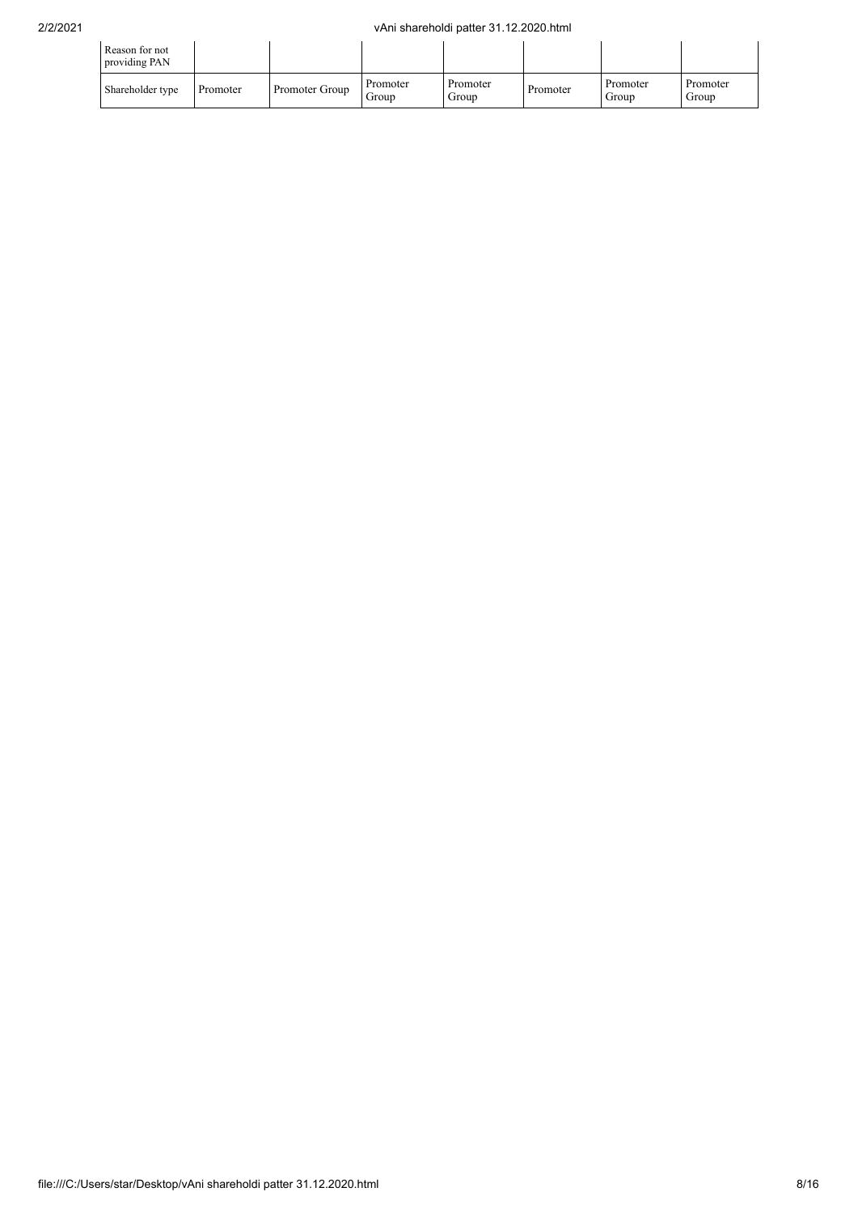| Reason for not providing PAN | | | | | | | |
|---|---|---|---|---|---|---|---|
| Shareholder type | Promoter | Promoter Group | Promoter Group | Promoter Group | Promoter | Promoter Group | Promoter Group |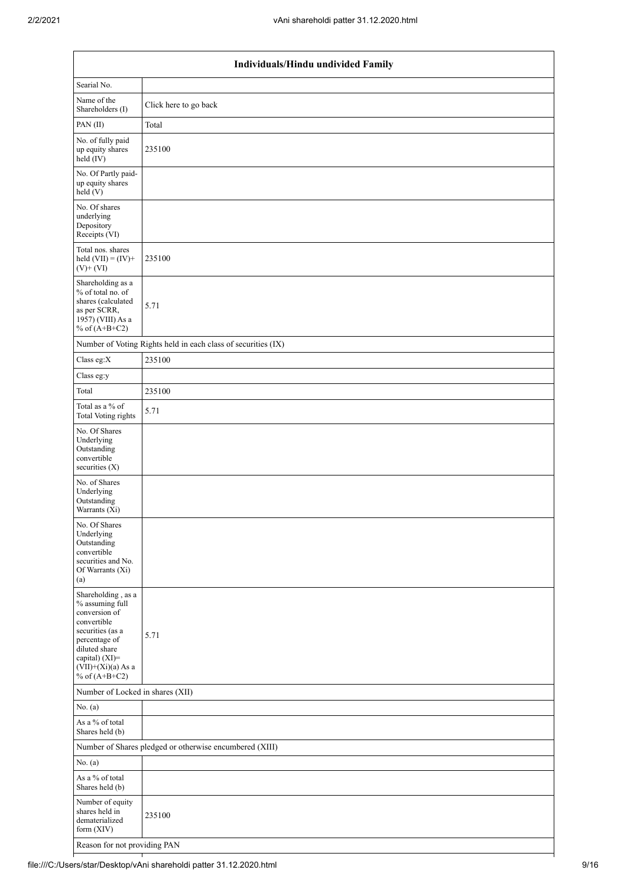| Individuals/Hindu undivided Family | |
|---|---|
| Searial No. | |
| Name of the Shareholders (I) | Click here to go back |
| PAN (II) | Total |
| No. of fully paid up equity shares held (IV) | 235100 |
| No. Of Partly paid-up equity shares held (V) | |
| No. Of shares underlying Depository Receipts (VI) | |
| Total nos. shares held (VII) = (IV)+(V)+ (VI) | 235100 |
| Shareholding as a % of total no. of shares (calculated as per SCRR, 1957) (VIII) As a % of (A+B+C2) | 5.71 |
| Number of Voting Rights held in each class of securities (IX) | |
| Class eg:X | 235100 |
| Class eg:y | |
| Total | 235100 |
| Total as a % of Total Voting rights | 5.71 |
| No. Of Shares Underlying Outstanding convertible securities (X) | |
| No. of Shares Underlying Outstanding Warrants (Xi) | |
| No. Of Shares Underlying Outstanding convertible securities and No. Of Warrants (Xi) (a) | |
| Shareholding , as a % assuming full conversion of convertible securities (as a percentage of diluted share capital) (XI)= (VII)+(Xi)(a) As a % of (A+B+C2) | 5.71 |
| Number of Locked in shares (XII) | |
| No. (a) | |
| As a % of total Shares held (b) | |
| Number of Shares pledged or otherwise encumbered (XIII) | |
| No. (a) | |
| As a % of total Shares held (b) | |
| Number of equity shares held in dematerialized form (XIV) | 235100 |
| Reason for not providing PAN | |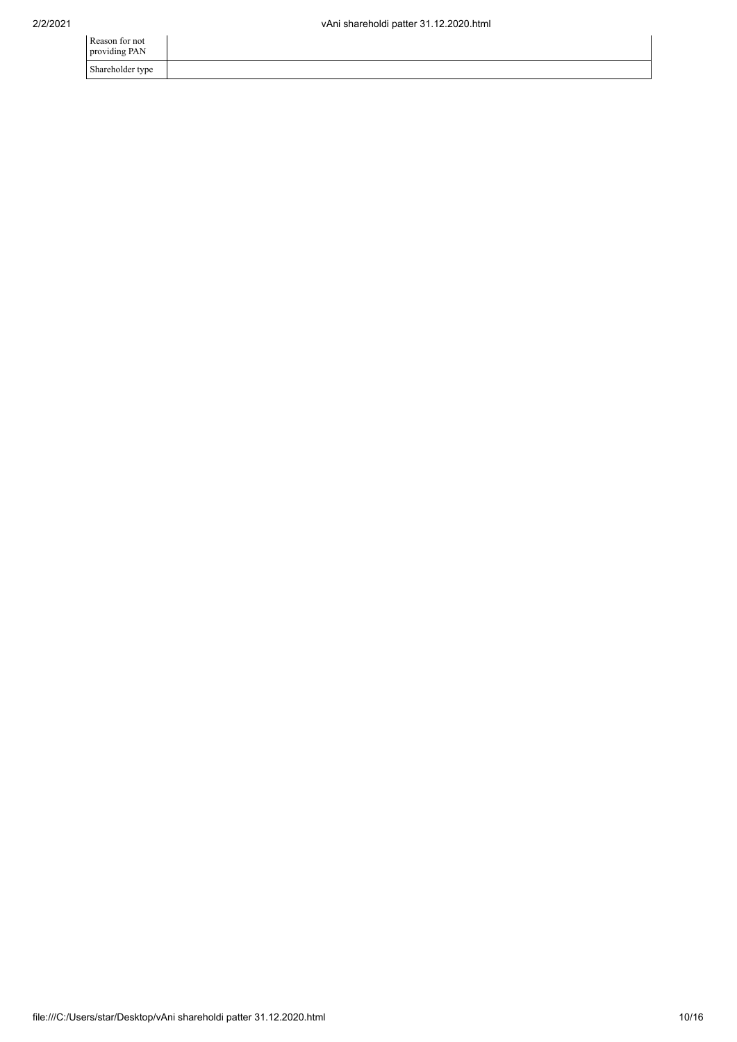| Reason for not providing PAN | |
|---|---|
| Shareholder type | |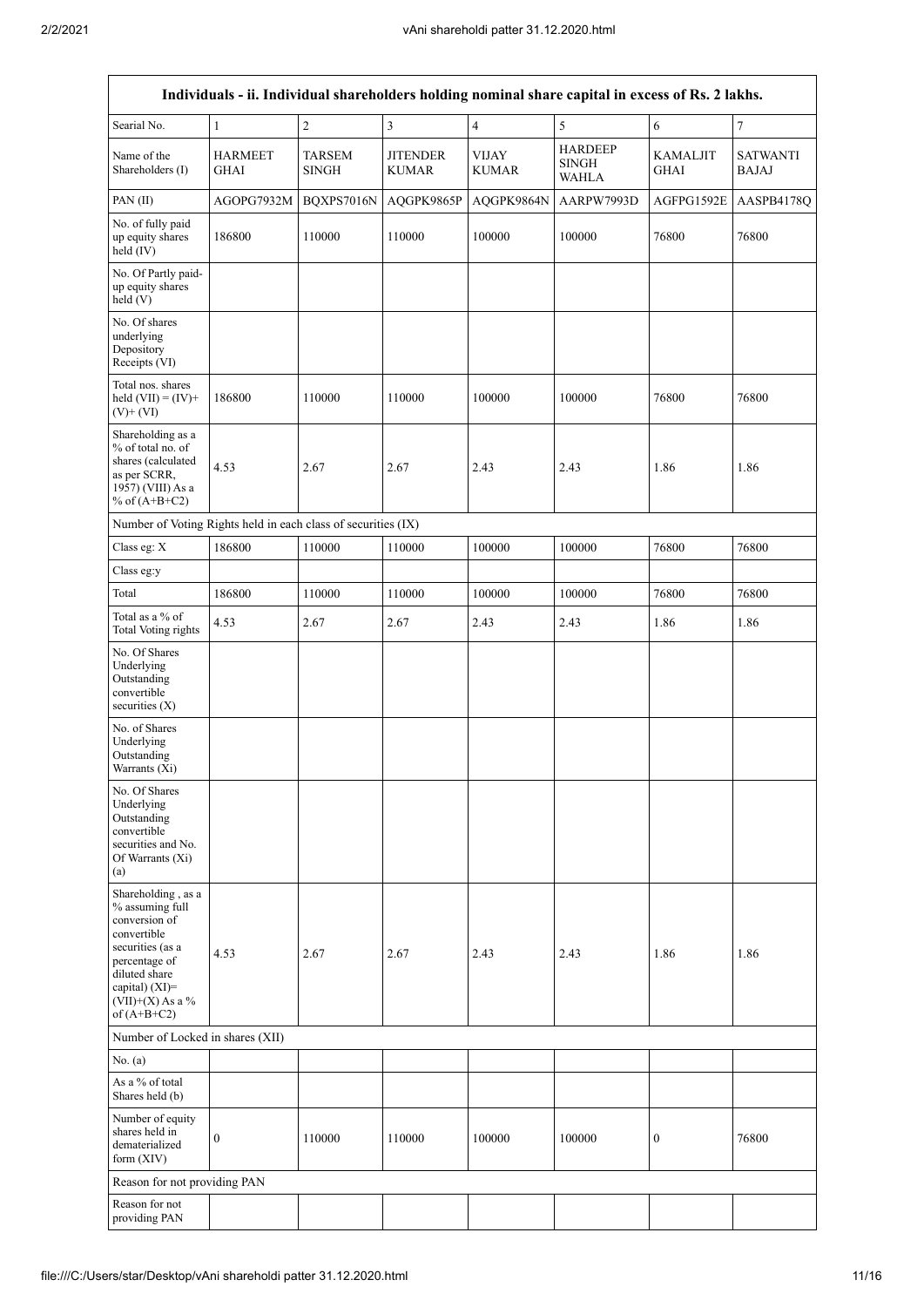| Individuals - ii. Individual shareholders holding nominal share capital in excess of Rs. 2 lakhs. | | | | | | | |
|---|---|---|---|---|---|---|---|
| Searial No. | 1 | 2 | 3 | 4 | 5 | 6 | 7 |
| Name of the Shareholders (I) | HARMEET GHAI | TARSEM SINGH | JITENDER KUMAR | VIJAY KUMAR | HARDEEP SINGH WAHLA | KAMALJIT GHAI | SATWANTI BAJAJ |
| PAN (II) | AGOPG7932M | BQXPS7016N | AQGPK9865P | AQGPK9864N | AARPW7993D | AGFPG1592E | AASPB4178Q |
| No. of fully paid up equity shares held (IV) | 186800 | 110000 | 110000 | 100000 | 100000 | 76800 | 76800 |
| No. Of Partly paid-up equity shares held (V) | | | | | | | |
| No. Of shares underlying Depository Receipts (VI) | | | | | | | |
| Total nos. shares held (VII) = (IV)+ (V)+ (VI) | 186800 | 110000 | 110000 | 100000 | 100000 | 76800 | 76800 |
| Shareholding as a % of total no. of shares (calculated as per SCRR, 1957) (VIII) As a % of (A+B+C2) | 4.53 | 2.67 | 2.67 | 2.43 | 2.43 | 1.86 | 1.86 |
| Number of Voting Rights held in each class of securities (IX) | | | | | | | |
| Class eg: X | 186800 | 110000 | 110000 | 100000 | 100000 | 76800 | 76800 |
| Class eg:y | | | | | | | |
| Total | 186800 | 110000 | 110000 | 100000 | 100000 | 76800 | 76800 |
| Total as a % of Total Voting rights | 4.53 | 2.67 | 2.67 | 2.43 | 2.43 | 1.86 | 1.86 |
| No. Of Shares Underlying Outstanding convertible securities (X) | | | | | | | |
| No. of Shares Underlying Outstanding Warrants (Xi) | | | | | | | |
| No. Of Shares Underlying Outstanding convertible securities and No. Of Warrants (Xi) (a) | | | | | | | |
| Shareholding , as a % assuming full conversion of convertible securities (as a percentage of diluted share capital) (XI)= (VII)+(X) As a % of (A+B+C2) | 4.53 | 2.67 | 2.67 | 2.43 | 2.43 | 1.86 | 1.86 |
| Number of Locked in shares (XII) | | | | | | | |
| No. (a) | | | | | | | |
| As a % of total Shares held (b) | | | | | | | |
| Number of equity shares held in dematerialized form (XIV) | 0 | 110000 | 110000 | 100000 | 100000 | 0 | 76800 |
| Reason for not providing PAN | | | | | | | |
| Reason for not providing PAN | | | | | | | |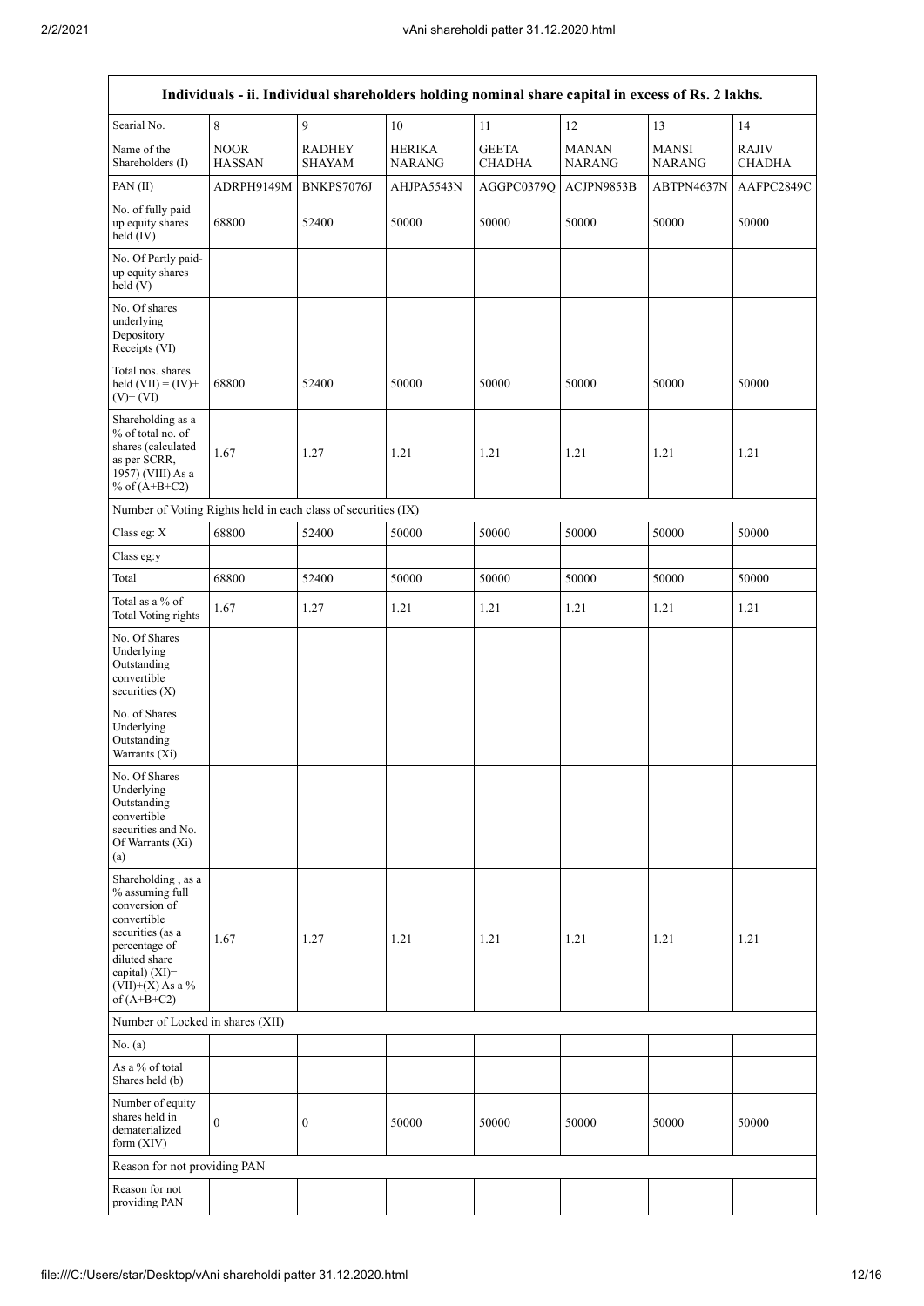| Individuals - ii. Individual shareholders holding nominal share capital in excess of Rs. 2 lakhs. | | | | | | | |
|---|---|---|---|---|---|---|---|
| Searial No. | 8 | 9 | 10 | 11 | 12 | 13 | 14 |
| Name of the Shareholders (I) | NOOR HASSAN | RADHEY SHAYAM | HERIKA NARANG | GEETA CHADHA | MANAN NARANG | MANSI NARANG | RAJIV CHADHA |
| PAN (II) | ADRPH9149M | BNKPS7076J | AHJPA5543N | AGGPC0379Q | ACJPN9853B | ABTPN4637N | AAFPC2849C |
| No. of fully paid up equity shares held (IV) | 68800 | 52400 | 50000 | 50000 | 50000 | 50000 | 50000 |
| No. Of Partly paid-up equity shares held (V) | | | | | | | |
| No. Of shares underlying Depository Receipts (VI) | | | | | | | |
| Total nos. shares held (VII) = (IV)+ (V)+ (VI) | 68800 | 52400 | 50000 | 50000 | 50000 | 50000 | 50000 |
| Shareholding as a % of total no. of shares (calculated as per SCRR, 1957) (VIII) As a % of (A+B+C2) | 1.67 | 1.27 | 1.21 | 1.21 | 1.21 | 1.21 | 1.21 |
| Number of Voting Rights held in each class of securities (IX) | | | | | | | |
| Class eg: X | 68800 | 52400 | 50000 | 50000 | 50000 | 50000 | 50000 |
| Class eg:y | | | | | | | |
| Total | 68800 | 52400 | 50000 | 50000 | 50000 | 50000 | 50000 |
| Total as a % of Total Voting rights | 1.67 | 1.27 | 1.21 | 1.21 | 1.21 | 1.21 | 1.21 |
| No. Of Shares Underlying Outstanding convertible securities (X) | | | | | | | |
| No. of Shares Underlying Outstanding Warrants (Xi) | | | | | | | |
| No. Of Shares Underlying Outstanding convertible securities and No. Of Warrants (Xi) (a) | | | | | | | |
| Shareholding , as a % assuming full conversion of convertible securities (as a percentage of diluted share capital) (XI)= (VII)+(X) As a % of (A+B+C2) | 1.67 | 1.27 | 1.21 | 1.21 | 1.21 | 1.21 | 1.21 |
| Number of Locked in shares (XII) | | | | | | | |
| No. (a) | | | | | | | |
| As a % of total Shares held (b) | | | | | | | |
| Number of equity shares held in dematerialized form (XIV) | 0 | 0 | 50000 | 50000 | 50000 | 50000 | 50000 |
| Reason for not providing PAN | | | | | | | |
| Reason for not providing PAN | | | | | | | |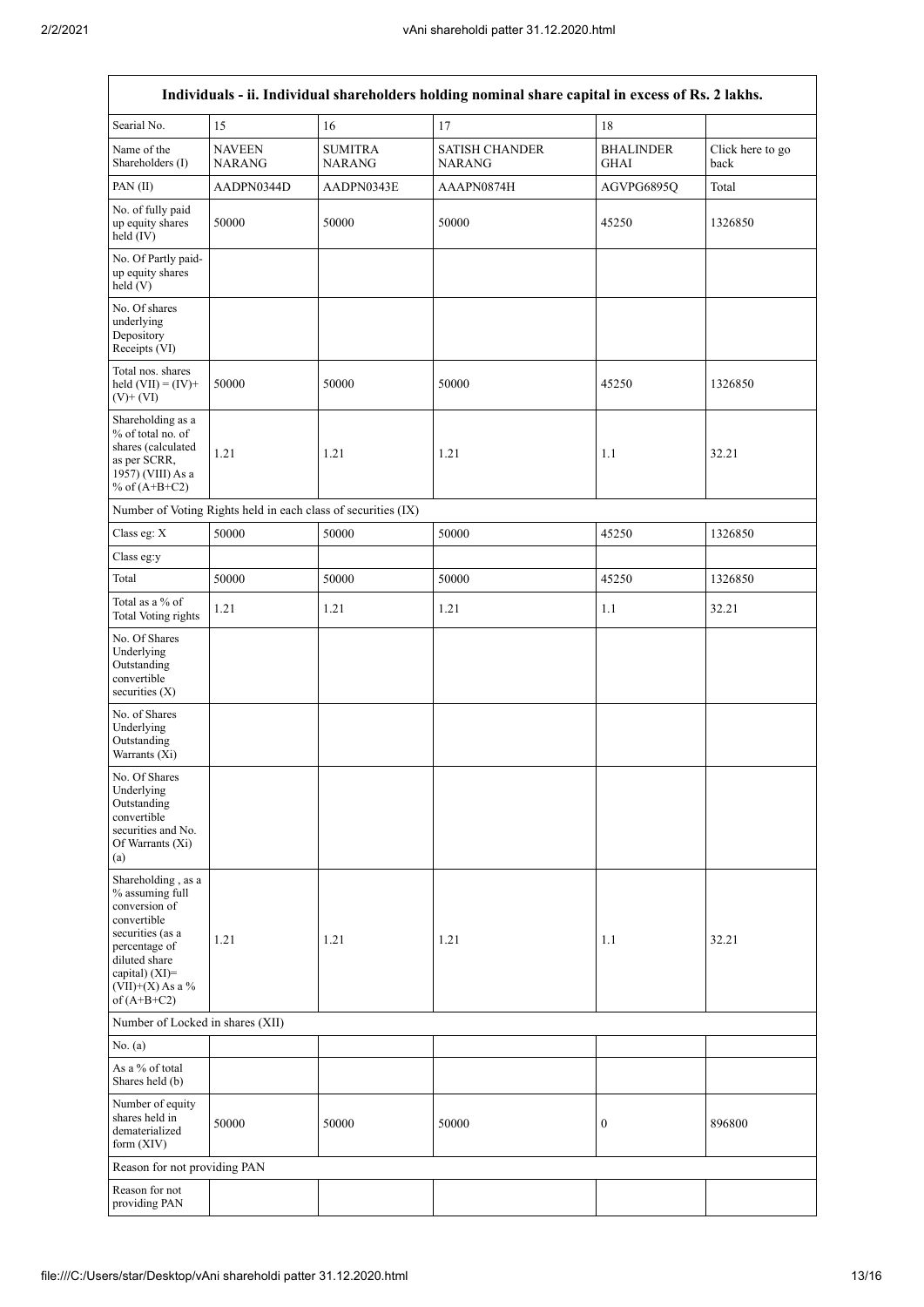| Individuals - ii. Individual shareholders holding nominal share capital in excess of Rs. 2 lakhs. | | | | | |
|---|---|---|---|---|---|
| Searial No. | 15 | 16 | 17 | 18 | |
| Name of the Shareholders (I) | NAVEEN NARANG | SUMITRA NARANG | SATISH CHANDER NARANG | BHALINDER GHAI | Click here to go back |
| PAN (II) | AADPN0344D | AADPN0343E | AAAPN0874H | AGVPG6895Q | Total |
| No. of fully paid up equity shares held (IV) | 50000 | 50000 | 50000 | 45250 | 1326850 |
| No. Of Partly paid-up equity shares held (V) | | | | | |
| No. Of shares underlying Depository Receipts (VI) | | | | | |
| Total nos. shares held (VII) = (IV)+ (V)+ (VI) | 50000 | 50000 | 50000 | 45250 | 1326850 |
| Shareholding as a % of total no. of shares (calculated as per SCRR, 1957) (VIII) As a % of (A+B+C2) | 1.21 | 1.21 | 1.21 | 1.1 | 32.21 |
| Number of Voting Rights held in each class of securities (IX) | | | | | |
| Class eg: X | 50000 | 50000 | 50000 | 45250 | 1326850 |
| Class eg:y | | | | | |
| Total | 50000 | 50000 | 50000 | 45250 | 1326850 |
| Total as a % of Total Voting rights | 1.21 | 1.21 | 1.21 | 1.1 | 32.21 |
| No. Of Shares Underlying Outstanding convertible securities (X) | | | | | |
| No. of Shares Underlying Outstanding Warrants (Xi) | | | | | |
| No. Of Shares Underlying Outstanding convertible securities and No. Of Warrants (Xi) (a) | | | | | |
| Shareholding , as a % assuming full conversion of convertible securities (as a percentage of diluted share capital) (XI)= (VII)+(X) As a % of (A+B+C2) | 1.21 | 1.21 | 1.21 | 1.1 | 32.21 |
| Number of Locked in shares (XII) | | | | | |
| No. (a) | | | | | |
| As a % of total Shares held (b) | | | | | |
| Number of equity shares held in dematerialized form (XIV) | 50000 | 50000 | 50000 | 0 | 896800 |
| Reason for not providing PAN | | | | | |
| Reason for not providing PAN | | | | | |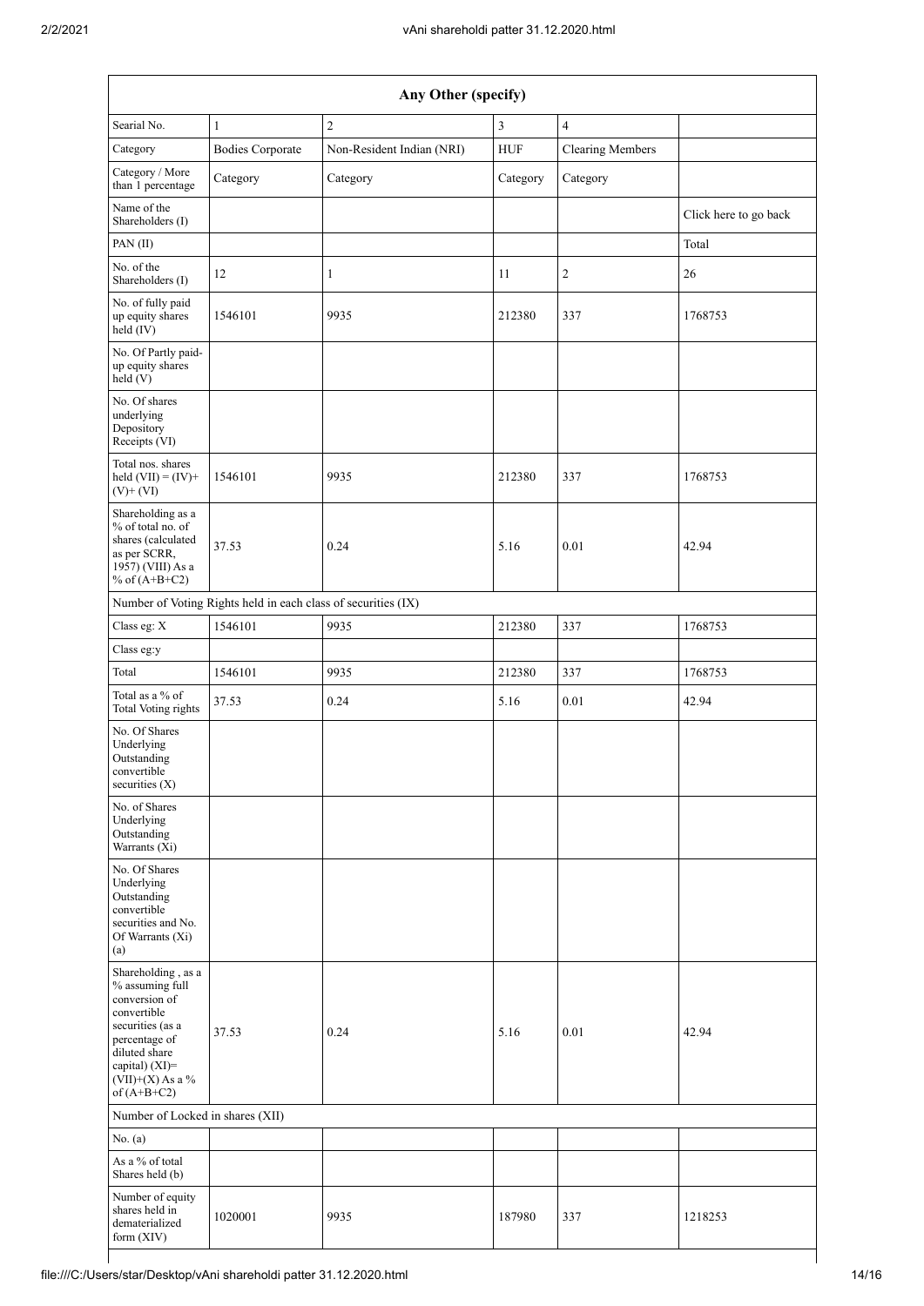| Any Other (specify) | | | | | |
|---|---|---|---|---|---|
| Searial No. | 1 | 2 | 3 | 4 | |
| Category | Bodies Corporate | Non-Resident Indian (NRI) | HUF | Clearing Members | |
| Category / More than 1 percentage | Category | Category | Category | Category | |
| Name of the Shareholders (I) | | | | | Click here to go back |
| PAN (II) | | | | | Total |
| No. of the Shareholders (I) | 12 | 1 | 11 | 2 | 26 |
| No. of fully paid up equity shares held (IV) | 1546101 | 9935 | 212380 | 337 | 1768753 |
| No. Of Partly paid-up equity shares held (V) | | | | | |
| No. Of shares underlying Depository Receipts (VI) | | | | | |
| Total nos. shares held (VII) = (IV)+ (V)+ (VI) | 1546101 | 9935 | 212380 | 337 | 1768753 |
| Shareholding as a % of total no. of shares (calculated as per SCRR, 1957) (VIII) As a % of (A+B+C2) | 37.53 | 0.24 | 5.16 | 0.01 | 42.94 |
| Number of Voting Rights held in each class of securities (IX) | | | | | |
| Class eg: X | 1546101 | 9935 | 212380 | 337 | 1768753 |
| Class eg:y | | | | | |
| Total | 1546101 | 9935 | 212380 | 337 | 1768753 |
| Total as a % of Total Voting rights | 37.53 | 0.24 | 5.16 | 0.01 | 42.94 |
| No. Of Shares Underlying Outstanding convertible securities (X) | | | | | |
| No. of Shares Underlying Outstanding Warrants (Xi) | | | | | |
| No. Of Shares Underlying Outstanding convertible securities and No. Of Warrants (Xi) (a) | | | | | |
| Shareholding , as a % assuming full conversion of convertible securities (as a percentage of diluted share capital) (XI)= (VII)+(X) As a % of (A+B+C2) | 37.53 | 0.24 | 5.16 | 0.01 | 42.94 |
| Number of Locked in shares (XII) | | | | | |
| No. (a) | | | | | |
| As a % of total Shares held (b) | | | | | |
| Number of equity shares held in dematerialized form (XIV) | 1020001 | 9935 | 187980 | 337 | 1218253 |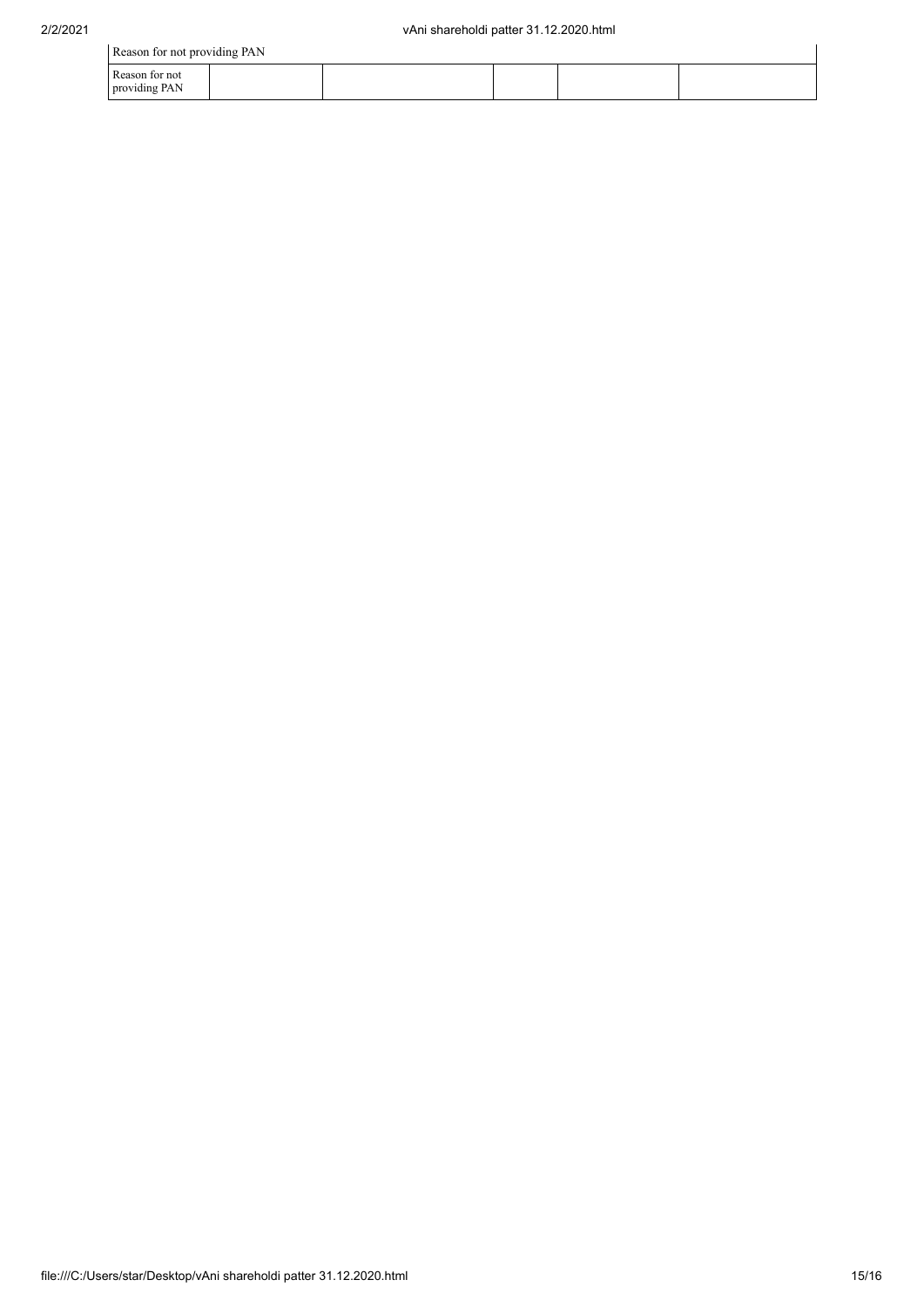| Reason for not providing PAN | | | | | |
| --- | --- | --- | --- | --- | --- |
| Reason for not providing PAN | | | | | |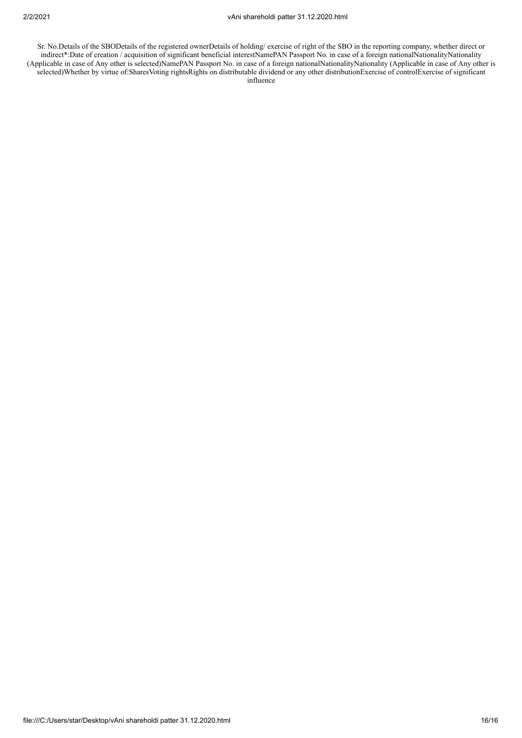Sr. No.Details of the SBODetails of the registered ownerDetails of holding/ exercise of right of the SBO in the reporting company, whether direct or indirect*:Date of creation / acquisition of significant beneficial interestNamePAN Passport No. in case of a foreign nationalNationalityNationality (Applicable in case of Any other is selected)NamePAN Passport No. in case of a foreign nationalNationalityNationality (Applicable in case of Any other is selected)Whether by virtue of:SharesVoting rightsRights on distributable dividend or any other distributionExercise of controlExercise of significant influence